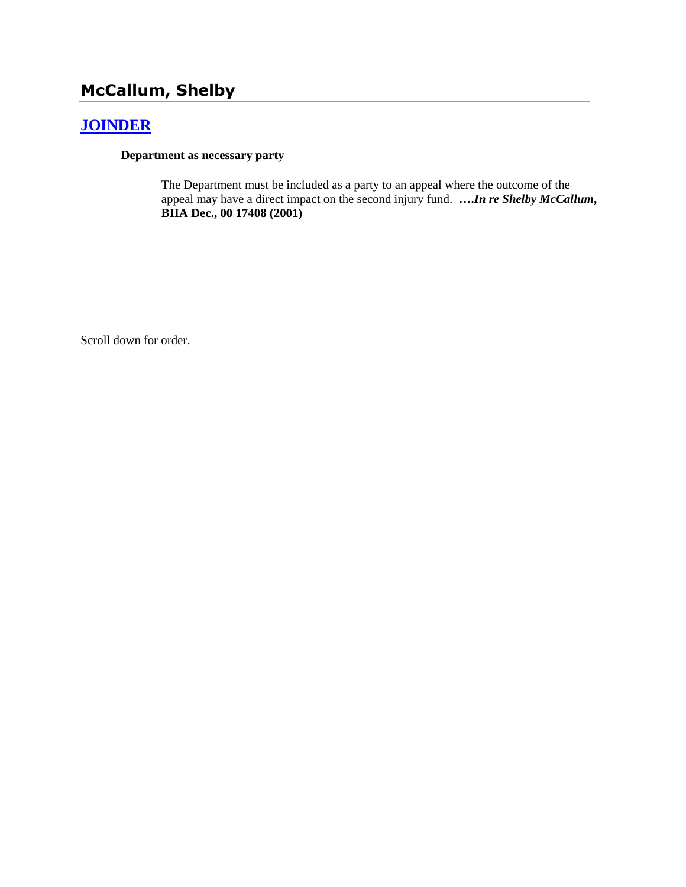## McCallum, Shelby

### JOINDER

**Department as necessary party**

The Department must be included as a party to an appeal where the outcome of the appeal may have a direct impact on the second injury fund. ***….In re Shelby McCallum*, BIIA Dec., 00 17408 (2001)**

Scroll down for order.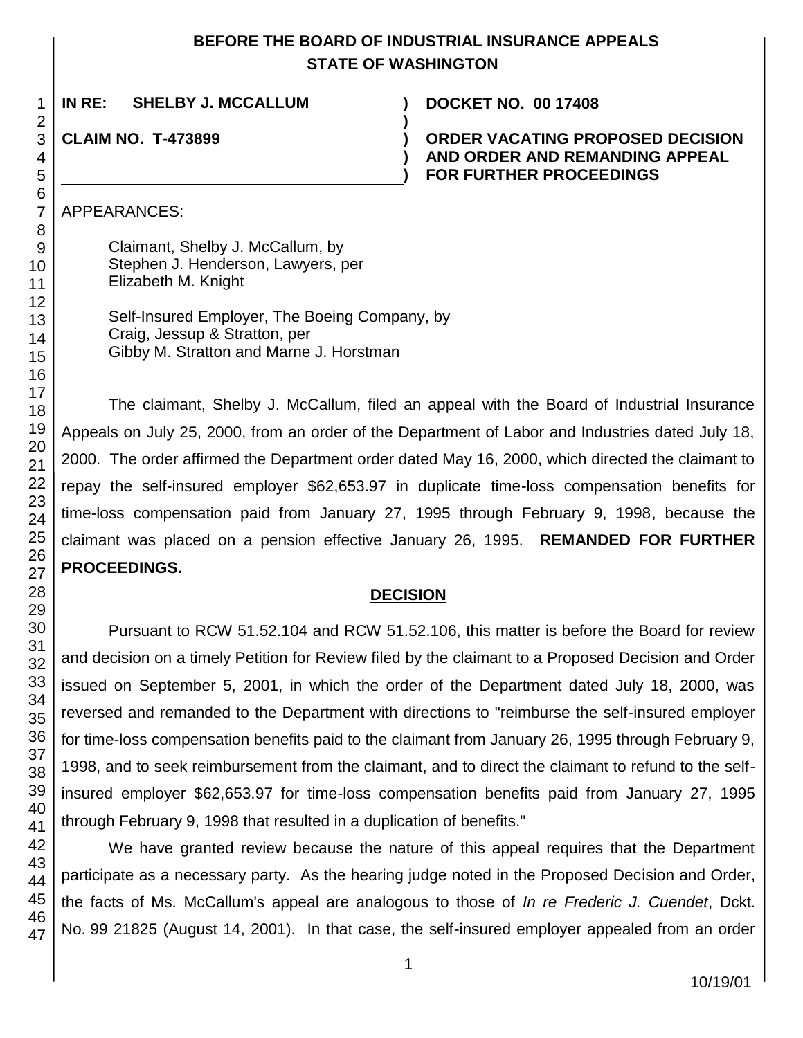# BEFORE THE BOARD OF INDUSTRIAL INSURANCE APPEALS STATE OF WASHINGTON

**IN RE: SHELBY J. MCCALLUM** ) **DOCKET NO. 00 17408**

**CLAIM NO. T-473899** ) **ORDER VACATING PROPOSED DECISION AND ORDER AND REMANDING APPEAL FOR FURTHER PROCEEDINGS**

APPEARANCES:

Claimant, Shelby J. McCallum, by
Stephen J. Henderson, Lawyers, per
Elizabeth M. Knight

Self-Insured Employer, The Boeing Company, by
Craig, Jessup & Stratton, per
Gibby M. Stratton and Marne J. Horstman

The claimant, Shelby J. McCallum, filed an appeal with the Board of Industrial Insurance Appeals on July 25, 2000, from an order of the Department of Labor and Industries dated July 18, 2000. The order affirmed the Department order dated May 16, 2000, which directed the claimant to repay the self-insured employer $62,653.97 in duplicate time-loss compensation benefits for time-loss compensation paid from January 27, 1995 through February 9, 1998, because the claimant was placed on a pension effective January 26, 1995. **REMANDED FOR FURTHER PROCEEDINGS.**

## DECISION

Pursuant to RCW 51.52.104 and RCW 51.52.106, this matter is before the Board for review and decision on a timely Petition for Review filed by the claimant to a Proposed Decision and Order issued on September 5, 2001, in which the order of the Department dated July 18, 2000, was reversed and remanded to the Department with directions to "reimburse the self-insured employer for time-loss compensation benefits paid to the claimant from January 26, 1995 through February 9, 1998, and to seek reimbursement from the claimant, and to direct the claimant to refund to the self-insured employer $62,653.97 for time-loss compensation benefits paid from January 27, 1995 through February 9, 1998 that resulted in a duplication of benefits."

We have granted review because the nature of this appeal requires that the Department participate as a necessary party. As the hearing judge noted in the Proposed Decision and Order, the facts of Ms. McCallum's appeal are analogous to those of *In re Frederic J. Cuendet*, Dckt. No. 99 21825 (August 14, 2001). In that case, the self-insured employer appealed from an order

10/19/01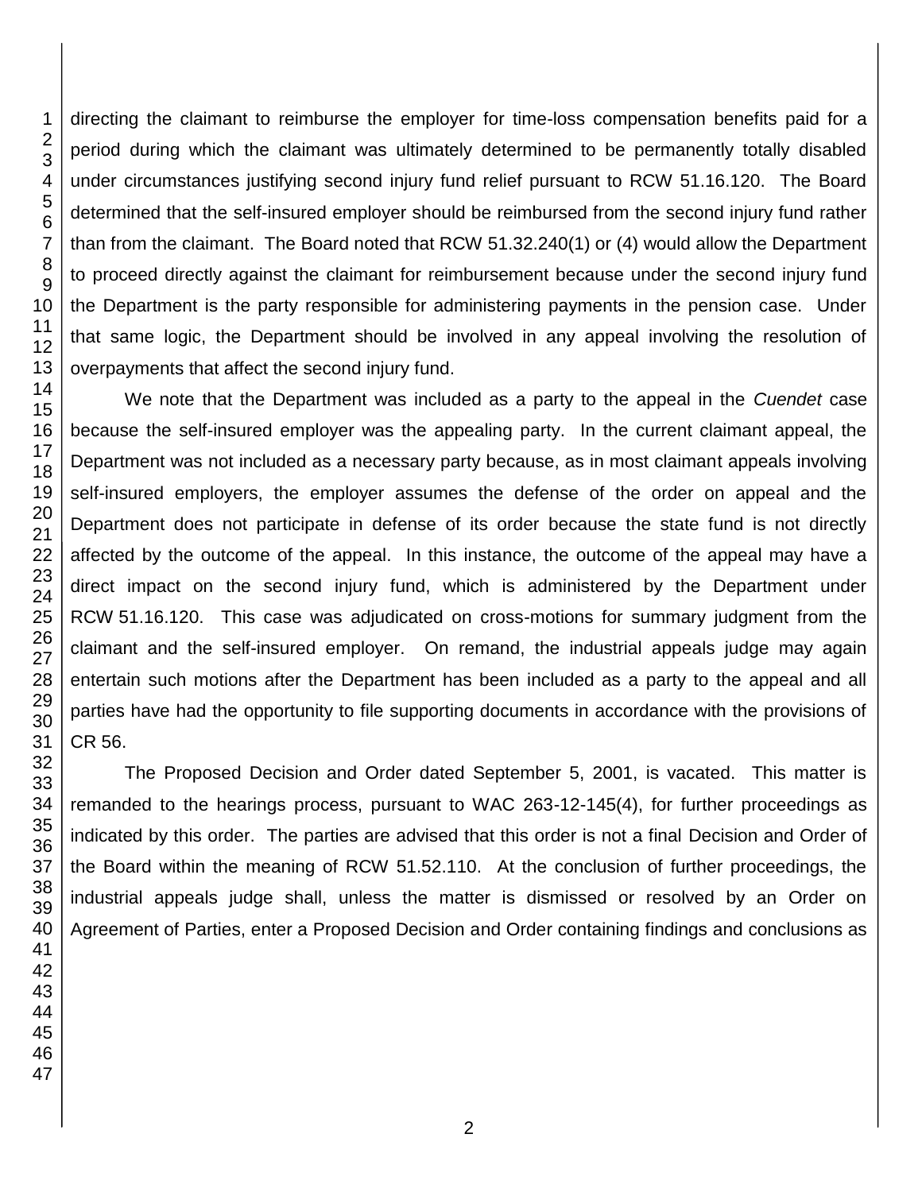directing the claimant to reimburse the employer for time-loss compensation benefits paid for a period during which the claimant was ultimately determined to be permanently totally disabled under circumstances justifying second injury fund relief pursuant to RCW 51.16.120. The Board determined that the self-insured employer should be reimbursed from the second injury fund rather than from the claimant. The Board noted that RCW 51.32.240(1) or (4) would allow the Department to proceed directly against the claimant for reimbursement because under the second injury fund the Department is the party responsible for administering payments in the pension case. Under that same logic, the Department should be involved in any appeal involving the resolution of overpayments that affect the second injury fund.

We note that the Department was included as a party to the appeal in the *Cuendet* case because the self-insured employer was the appealing party. In the current claimant appeal, the Department was not included as a necessary party because, as in most claimant appeals involving self-insured employers, the employer assumes the defense of the order on appeal and the Department does not participate in defense of its order because the state fund is not directly affected by the outcome of the appeal. In this instance, the outcome of the appeal may have a direct impact on the second injury fund, which is administered by the Department under RCW 51.16.120. This case was adjudicated on cross-motions for summary judgment from the claimant and the self-insured employer. On remand, the industrial appeals judge may again entertain such motions after the Department has been included as a party to the appeal and all parties have had the opportunity to file supporting documents in accordance with the provisions of CR 56.

The Proposed Decision and Order dated September 5, 2001, is vacated. This matter is remanded to the hearings process, pursuant to WAC 263-12-145(4), for further proceedings as indicated by this order. The parties are advised that this order is not a final Decision and Order of the Board within the meaning of RCW 51.52.110. At the conclusion of further proceedings, the industrial appeals judge shall, unless the matter is dismissed or resolved by an Order on Agreement of Parties, enter a Proposed Decision and Order containing findings and conclusions as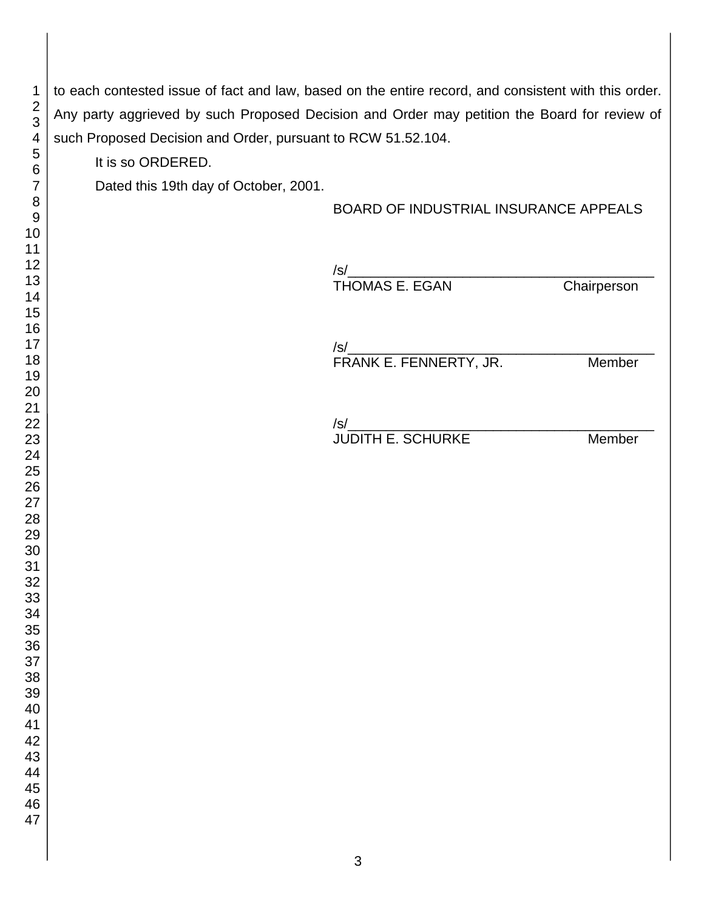to each contested issue of fact and law, based on the entire record, and consistent with this order. Any party aggrieved by such Proposed Decision and Order may petition the Board for review of such Proposed Decision and Order, pursuant to RCW 51.52.104.

It is so ORDERED.

Dated this 19th day of October, 2001.

BOARD OF INDUSTRIAL INSURANCE APPEALS

/s/
THOMAS E. EGAN Chairperson

/s/
FRANK E. FENNERTY, JR. Member

/s/
JUDITH E. SCHURKE Member